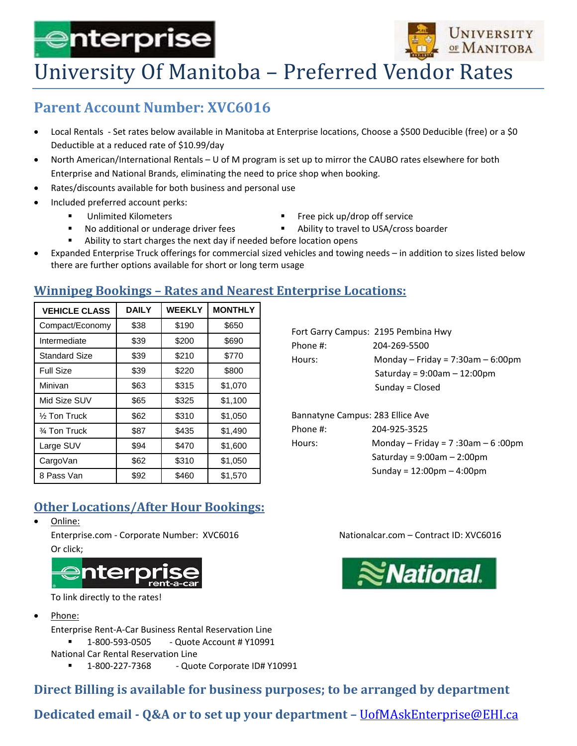# University Of Manitoba – Preferred Vendor Rates

## Parent Account Number: XVC6016

- Local Rentals - Set rates below available in Manitoba at Enterprise locations, Choose a $500 Deductible (free) or a $0 Deductible at a reduced rate of $10.99/day
- North American/International Rentals – U of M program is set up to mirror the CAUBO rates elsewhere for both Enterprise and National Brands, eliminating the need to price shop when booking.
- Rates/discounts available for both business and personal use
- Included preferred account perks:
  - Unlimited Kilometers
  - Free pick up/drop off service
  - No additional or underage driver fees
  - Ability to travel to USA/cross boarder
  - Ability to start charges the next day if needed before location opens
- Expanded Enterprise Truck offerings for commercial sized vehicles and towing needs – in addition to sizes listed below there are further options available for short or long term usage

## Winnipeg Bookings – Rates and Nearest Enterprise Locations:

| VEHICLE CLASS | DAILY | WEEKLY | MONTHLY |
|---|---|---|---|
| Compact/Economy | $38 | $190 | $650 |
| Intermediate | $39 | $200 | $690 |
| Standard Size | $39 | $210 | $770 |
| Full Size | $39 | $220 | $800 |
| Minivan | $63 | $315 | $1,070 |
| Mid Size SUV | $65 | $325 | $1,100 |
| ½ Ton Truck | $62 | $310 | $1,050 |
| ¾ Ton Truck | $87 | $435 | $1,490 |
| Large SUV | $94 | $470 | $1,600 |
| CargoVan | $62 | $310 | $1,050 |
| 8 Pass Van | $92 | $460 | $1,570 |

Fort Garry Campus: 2195 Pembina Hwy
Phone #: 204-269-5500
Hours: Monday – Friday = 7:30am – 6:00pm
Saturday = 9:00am – 12:00pm
Sunday = Closed

Bannatyne Campus: 283 Ellice Ave
Phone #: 204-925-3525
Hours: Monday – Friday = 7 :30am – 6 :00pm
Saturday = 9:00am – 2:00pm
Sunday = 12:00pm – 4:00pm

## Other Locations/After Hour Bookings:

- Online:
  Enterprise.com - Corporate Number: XVC6016
  Or click;
  enterprise rent-a-car
  To link directly to the rates!

  Nationalcar.com – Contract ID: XVC6016

- Phone:
  Enterprise Rent-A-Car Business Rental Reservation Line
  - 1-800-593-0505 - Quote Account # Y10991

  National Car Rental Reservation Line
  - 1-800-227-7368 - Quote Corporate ID# Y10991

**Direct Billing is available for business purposes; to be arranged by department**

**Dedicated email - Q&A or to set up your department – UofMAskEnterprise@EHI.ca**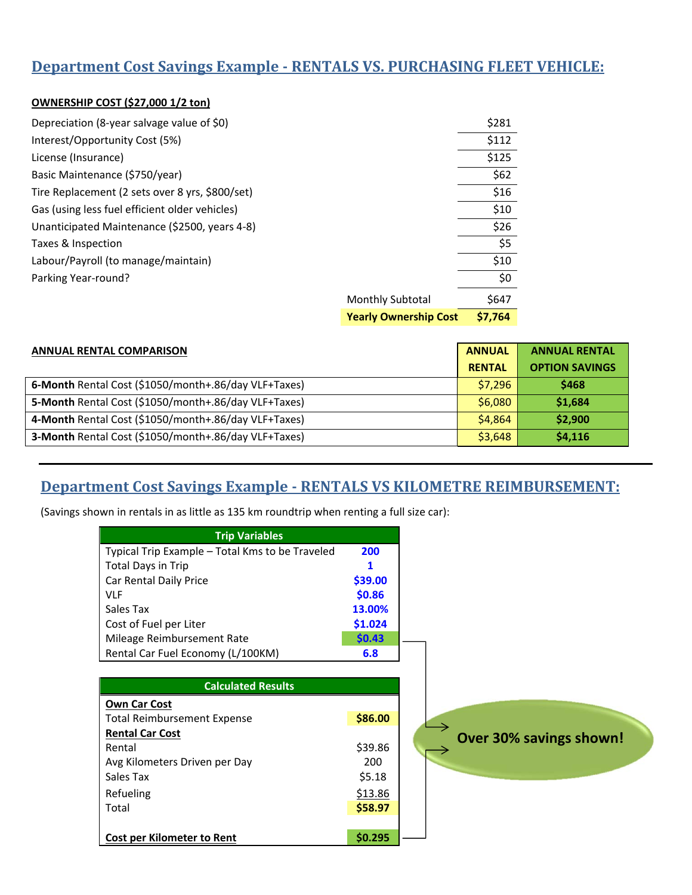## Department Cost Savings Example - RENTALS VS. PURCHASING FLEET VEHICLE:

**OWNERSHIP COST ($27,000 1/2 ton)**

| | | |
|---|---|---|
| Depreciation (8-year salvage value of $0) | | $281 |
| Interest/Opportunity Cost (5%) | | $112 |
| License (Insurance) | | $125 |
| Basic Maintenance ($750/year) | | $62 |
| Tire Replacement (2 sets over 8 yrs, $800/set) | | $16 |
| Gas (using less fuel efficient older vehicles) | | $10 |
| Unanticipated Maintenance ($2500, years 4-8) | | $26 |
| Taxes & Inspection | | $5 |
| Labour/Payroll (to manage/maintain) | | $10 |
| Parking Year-round? | | $0 |
| | Monthly Subtotal | $647 |
| | **Yearly Ownership Cost** | **$7,764** |

| ANNUAL RENTAL COMPARISON | ANNUAL RENTAL | ANNUAL RENTAL OPTION SAVINGS |
|---|---|---|
| **6-Month** Rental Cost ($1050/month+.86/day VLF+Taxes) | $7,296 | **$468** |
| **5-Month** Rental Cost ($1050/month+.86/day VLF+Taxes) | $6,080 | **$1,684** |
| **4-Month** Rental Cost ($1050/month+.86/day VLF+Taxes) | $4,864 | **$2,900** |
| **3-Month** Rental Cost ($1050/month+.86/day VLF+Taxes) | $3,648 | **$4,116** |

## Department Cost Savings Example - RENTALS VS KILOMETRE REIMBURSEMENT:

(Savings shown in rentals in as little as 135 km roundtrip when renting a full size car):

| Trip Variables | |
|---|---|
| Typical Trip Example – Total Kms to be Traveled | 200 |
| Total Days in Trip | 1 |
| Car Rental Daily Price | $39.00 |
| VLF | $0.86 |
| Sales Tax | 13.00% |
| Cost of Fuel per Liter | $1.024 |
| Mileage Reimbursement Rate | $0.43 |
| Rental Car Fuel Economy (L/100KM) | 6.8 |

| Calculated Results | |
|---|---|
| **Own Car Cost** | |
| Total Reimbursement Expense | **$86.00** |
| **Rental Car Cost** | |
| Rental | $39.86 |
| Avg Kilometers Driven per Day | 200 |
| Sales Tax | $5.18 |
| Refueling | $13.86 |
| Total | **$58.97** |
| | |
| **Cost per Kilometer to Rent** | **$0.295** |

**Over 30% savings shown!**